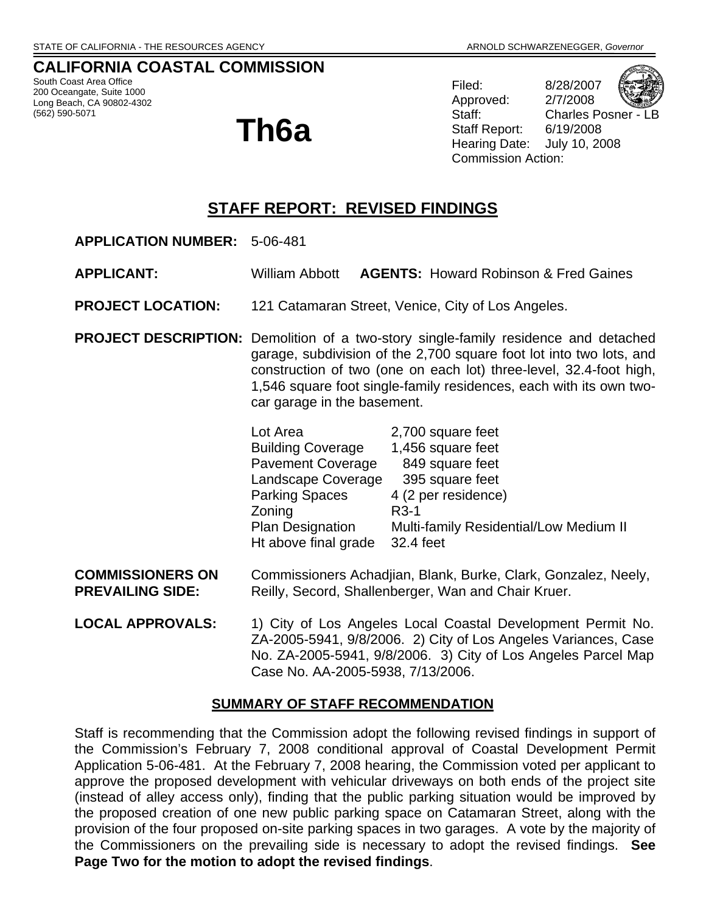STATE OF CALIFORNIA - THE RESOURCES AGENCY ARNOLD SCHWARZENEGGER, *Governor*

# CALIFORNIA COASTAL COMMISSION

South Coast Area Office
200 Oceangate, Suite 1000
Long Beach, CA 90802-4302
(562) 590-5071

# Th6a

Filed: 8/28/2007
Approved: 2/7/2008
Staff: Charles Posner - LB
Staff Report: 6/19/2008
Hearing Date: July 10, 2008
Commission Action:

## STAFF REPORT: REVISED FINDINGS

**APPLICATION NUMBER:** 5-06-481

**APPLICANT:** William Abbott **AGENTS:** Howard Robinson & Fred Gaines

**PROJECT LOCATION:** 121 Catamaran Street, Venice, City of Los Angeles.

**PROJECT DESCRIPTION:** Demolition of a two-story single-family residence and detached garage, subdivision of the 2,700 square foot lot into two lots, and construction of two (one on each lot) three-level, 32.4-foot high, 1,546 square foot single-family residences, each with its own two-car garage in the basement.

| | |
|---|---|
| Lot Area | 2,700 square feet |
| Building Coverage | 1,456 square feet |
| Pavement Coverage | 849 square feet |
| Landscape Coverage | 395 square feet |
| Parking Spaces | 4 (2 per residence) |
| Zoning | R3-1 |
| Plan Designation | Multi-family Residential/Low Medium II |
| Ht above final grade | 32.4 feet |

**COMMISSIONERS ON PREVAILING SIDE:** Commissioners Achadjian, Blank, Burke, Clark, Gonzalez, Neely, Reilly, Secord, Shallenberger, Wan and Chair Kruer.

**LOCAL APPROVALS:** 1) City of Los Angeles Local Coastal Development Permit No. ZA-2005-5941, 9/8/2006. 2) City of Los Angeles Variances, Case No. ZA-2005-5941, 9/8/2006. 3) City of Los Angeles Parcel Map Case No. AA-2005-5938, 7/13/2006.

### SUMMARY OF STAFF RECOMMENDATION

Staff is recommending that the Commission adopt the following revised findings in support of the Commission's February 7, 2008 conditional approval of Coastal Development Permit Application 5-06-481. At the February 7, 2008 hearing, the Commission voted per applicant to approve the proposed development with vehicular driveways on both ends of the project site (instead of alley access only), finding that the public parking situation would be improved by the proposed creation of one new public parking space on Catamaran Street, along with the provision of the four proposed on-site parking spaces in two garages. A vote by the majority of the Commissioners on the prevailing side is necessary to adopt the revised findings. **See Page Two for the motion to adopt the revised findings**.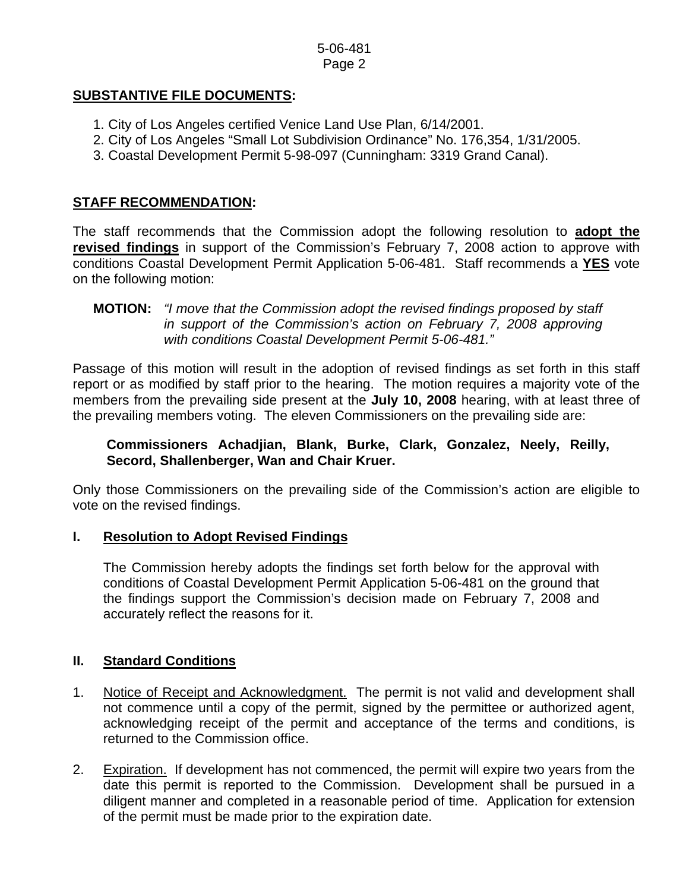**SUBSTANTIVE FILE DOCUMENTS:**

1. City of Los Angeles certified Venice Land Use Plan, 6/14/2001.
2. City of Los Angeles "Small Lot Subdivision Ordinance" No. 176,354, 1/31/2005.
3. Coastal Development Permit 5-98-097 (Cunningham: 3319 Grand Canal).

**STAFF RECOMMENDATION:**

The staff recommends that the Commission adopt the following resolution to **adopt the revised findings** in support of the Commission's February 7, 2008 action to approve with conditions Coastal Development Permit Application 5-06-481. Staff recommends a **YES** vote on the following motion:

**MOTION:** *"I move that the Commission adopt the revised findings proposed by staff in support of the Commission's action on February 7, 2008 approving with conditions Coastal Development Permit 5-06-481."*

Passage of this motion will result in the adoption of revised findings as set forth in this staff report or as modified by staff prior to the hearing. The motion requires a majority vote of the members from the prevailing side present at the **July 10, 2008** hearing, with at least three of the prevailing members voting. The eleven Commissioners on the prevailing side are:

**Commissioners Achadjian, Blank, Burke, Clark, Gonzalez, Neely, Reilly, Secord, Shallenberger, Wan and Chair Kruer.**

Only those Commissioners on the prevailing side of the Commission's action are eligible to vote on the revised findings.

## I. Resolution to Adopt Revised Findings

The Commission hereby adopts the findings set forth below for the approval with conditions of Coastal Development Permit Application 5-06-481 on the ground that the findings support the Commission's decision made on February 7, 2008 and accurately reflect the reasons for it.

## II. Standard Conditions

1. Notice of Receipt and Acknowledgment. The permit is not valid and development shall not commence until a copy of the permit, signed by the permittee or authorized agent, acknowledging receipt of the permit and acceptance of the terms and conditions, is returned to the Commission office.

2. Expiration. If development has not commenced, the permit will expire two years from the date this permit is reported to the Commission. Development shall be pursued in a diligent manner and completed in a reasonable period of time. Application for extension of the permit must be made prior to the expiration date.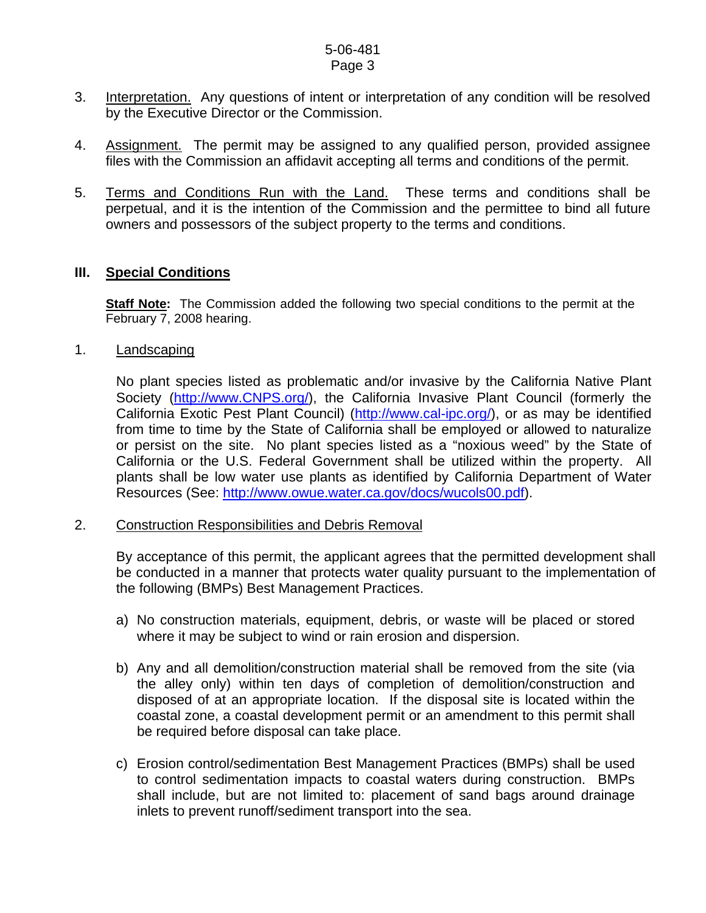3. Interpretation. Any questions of intent or interpretation of any condition will be resolved by the Executive Director or the Commission.

4. Assignment. The permit may be assigned to any qualified person, provided assignee files with the Commission an affidavit accepting all terms and conditions of the permit.

5. Terms and Conditions Run with the Land. These terms and conditions shall be perpetual, and it is the intention of the Commission and the permittee to bind all future owners and possessors of the subject property to the terms and conditions.

## III. Special Conditions

**Staff Note:** The Commission added the following two special conditions to the permit at the February 7, 2008 hearing.

1. Landscaping

   No plant species listed as problematic and/or invasive by the California Native Plant Society (http://www.CNPS.org/), the California Invasive Plant Council (formerly the California Exotic Pest Plant Council) (http://www.cal-ipc.org/), or as may be identified from time to time by the State of California shall be employed or allowed to naturalize or persist on the site. No plant species listed as a "noxious weed" by the State of California or the U.S. Federal Government shall be utilized within the property. All plants shall be low water use plants as identified by California Department of Water Resources (See: http://www.owue.water.ca.gov/docs/wucols00.pdf).

2. Construction Responsibilities and Debris Removal

   By acceptance of this permit, the applicant agrees that the permitted development shall be conducted in a manner that protects water quality pursuant to the implementation of the following (BMPs) Best Management Practices.

   a) No construction materials, equipment, debris, or waste will be placed or stored where it may be subject to wind or rain erosion and dispersion.

   b) Any and all demolition/construction material shall be removed from the site (via the alley only) within ten days of completion of demolition/construction and disposed of at an appropriate location. If the disposal site is located within the coastal zone, a coastal development permit or an amendment to this permit shall be required before disposal can take place.

   c) Erosion control/sedimentation Best Management Practices (BMPs) shall be used to control sedimentation impacts to coastal waters during construction. BMPs shall include, but are not limited to: placement of sand bags around drainage inlets to prevent runoff/sediment transport into the sea.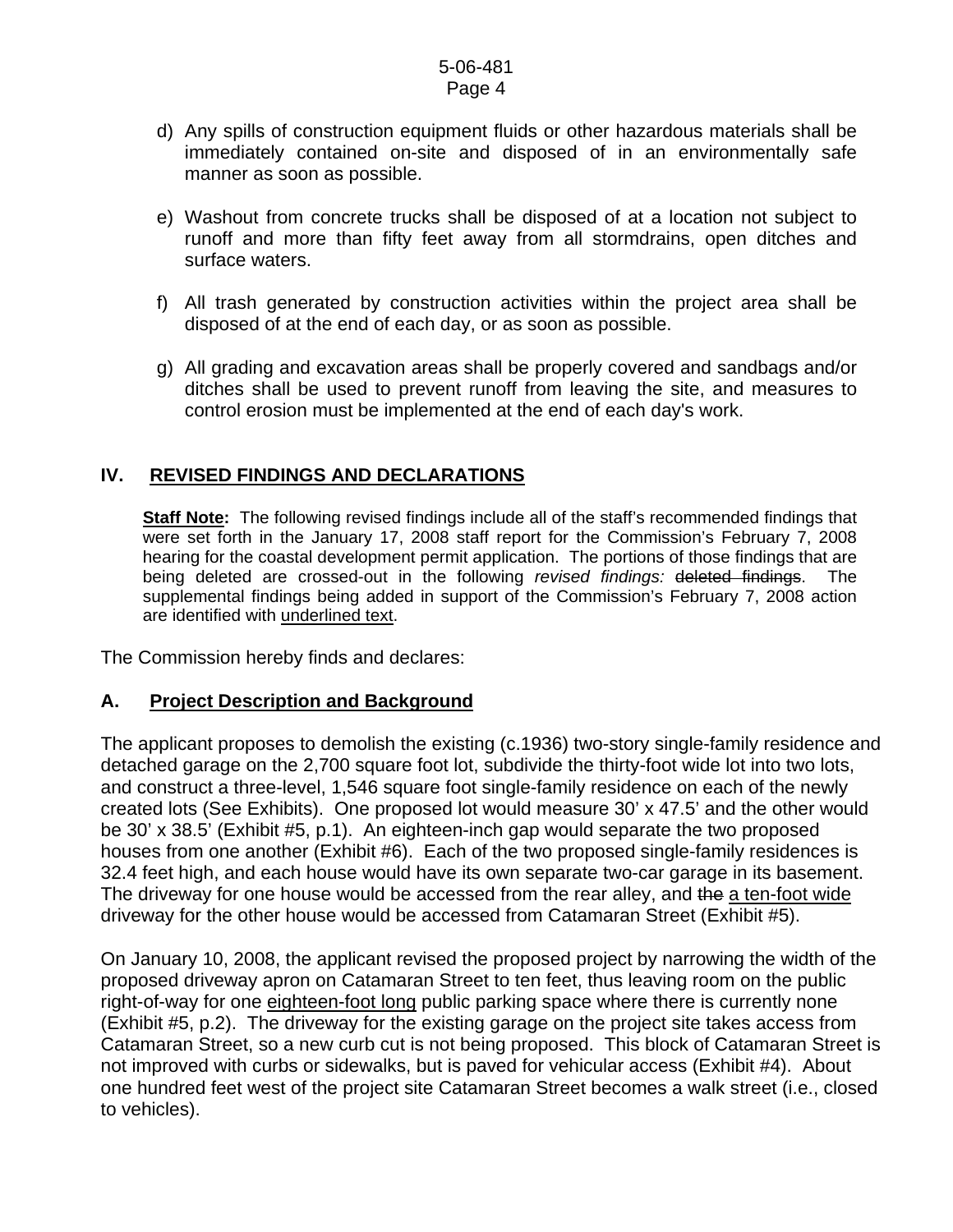d) Any spills of construction equipment fluids or other hazardous materials shall be immediately contained on-site and disposed of in an environmentally safe manner as soon as possible.

e) Washout from concrete trucks shall be disposed of at a location not subject to runoff and more than fifty feet away from all stormdrains, open ditches and surface waters.

f) All trash generated by construction activities within the project area shall be disposed of at the end of each day, or as soon as possible.

g) All grading and excavation areas shall be properly covered and sandbags and/or ditches shall be used to prevent runoff from leaving the site, and measures to control erosion must be implemented at the end of each day's work.

## IV. <u>REVISED FINDINGS AND DECLARATIONS</u>

**<u>Staff Note</u>:** The following revised findings include all of the staff's recommended findings that were set forth in the January 17, 2008 staff report for the Commission's February 7, 2008 hearing for the coastal development permit application. The portions of those findings that are being deleted are crossed-out in the following *revised findings:* ~~deleted findings~~. The supplemental findings being added in support of the Commission's February 7, 2008 action are identified with <u>underlined text</u>.

The Commission hereby finds and declares:

### A. <u>Project Description and Background</u>

The applicant proposes to demolish the existing (c.1936) two-story single-family residence and detached garage on the 2,700 square foot lot, subdivide the thirty-foot wide lot into two lots, and construct a three-level, 1,546 square foot single-family residence on each of the newly created lots (See Exhibits). One proposed lot would measure 30' x 47.5' and the other would be 30' x 38.5' (Exhibit #5, p.1). An eighteen-inch gap would separate the two proposed houses from one another (Exhibit #6). Each of the two proposed single-family residences is 32.4 feet high, and each house would have its own separate two-car garage in its basement. The driveway for one house would be accessed from the rear alley, and ~~the~~ <u>a ten-foot wide</u> driveway for the other house would be accessed from Catamaran Street (Exhibit #5).

On January 10, 2008, the applicant revised the proposed project by narrowing the width of the proposed driveway apron on Catamaran Street to ten feet, thus leaving room on the public right-of-way for one <u>eighteen-foot long</u> public parking space where there is currently none (Exhibit #5, p.2). The driveway for the existing garage on the project site takes access from Catamaran Street, so a new curb cut is not being proposed. This block of Catamaran Street is not improved with curbs or sidewalks, but is paved for vehicular access (Exhibit #4). About one hundred feet west of the project site Catamaran Street becomes a walk street (i.e., closed to vehicles).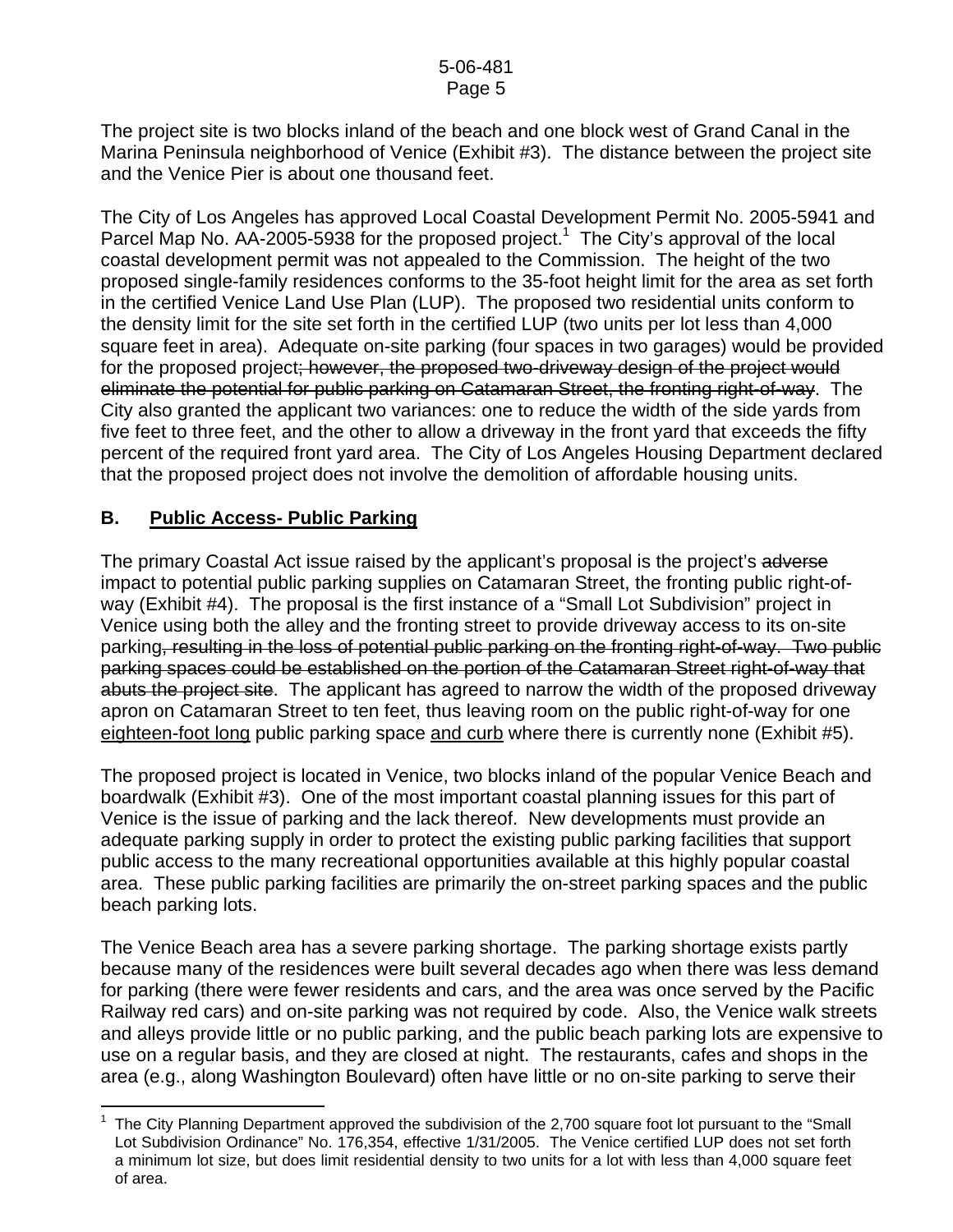The project site is two blocks inland of the beach and one block west of Grand Canal in the Marina Peninsula neighborhood of Venice (Exhibit #3). The distance between the project site and the Venice Pier is about one thousand feet.

The City of Los Angeles has approved Local Coastal Development Permit No. 2005-5941 and Parcel Map No. AA-2005-5938 for the proposed project.[1] The City's approval of the local coastal development permit was not appealed to the Commission. The height of the two proposed single-family residences conforms to the 35-foot height limit for the area as set forth in the certified Venice Land Use Plan (LUP). The proposed two residential units conform to the density limit for the site set forth in the certified LUP (two units per lot less than 4,000 square feet in area). Adequate on-site parking (four spaces in two garages) would be provided for the proposed project~~; however, the proposed two-driveway design of the project would eliminate the potential for public parking on Catamaran Street, the fronting right-of-way~~. The City also granted the applicant two variances: one to reduce the width of the side yards from five feet to three feet, and the other to allow a driveway in the front yard that exceeds the fifty percent of the required front yard area. The City of Los Angeles Housing Department declared that the proposed project does not involve the demolition of affordable housing units.

## B. <u>Public Access- Public Parking</u>

The primary Coastal Act issue raised by the applicant's proposal is the project's ~~adverse~~ impact to potential public parking supplies on Catamaran Street, the fronting public right-of-way (Exhibit #4). The proposal is the first instance of a "Small Lot Subdivision" project in Venice using both the alley and the fronting street to provide driveway access to its on-site parking~~, resulting in the loss of potential public parking on the fronting right-of-way. Two public parking spaces could be established on the portion of the Catamaran Street right-of-way that abuts the project site~~. The applicant has agreed to narrow the width of the proposed driveway apron on Catamaran Street to ten feet, thus leaving room on the public right-of-way for one <u>eighteen-foot long</u> public parking space <u>and curb</u> where there is currently none (Exhibit #5).

The proposed project is located in Venice, two blocks inland of the popular Venice Beach and boardwalk (Exhibit #3). One of the most important coastal planning issues for this part of Venice is the issue of parking and the lack thereof. New developments must provide an adequate parking supply in order to protect the existing public parking facilities that support public access to the many recreational opportunities available at this highly popular coastal area. These public parking facilities are primarily the on-street parking spaces and the public beach parking lots.

The Venice Beach area has a severe parking shortage. The parking shortage exists partly because many of the residences were built several decades ago when there was less demand for parking (there were fewer residents and cars, and the area was once served by the Pacific Railway red cars) and on-site parking was not required by code. Also, the Venice walk streets and alleys provide little or no public parking, and the public beach parking lots are expensive to use on a regular basis, and they are closed at night. The restaurants, cafes and shops in the area (e.g., along Washington Boulevard) often have little or no on-site parking to serve their

---

[1] The City Planning Department approved the subdivision of the 2,700 square foot lot pursuant to the "Small Lot Subdivision Ordinance" No. 176,354, effective 1/31/2005. The Venice certified LUP does not set forth a minimum lot size, but does limit residential density to two units for a lot with less than 4,000 square feet of area.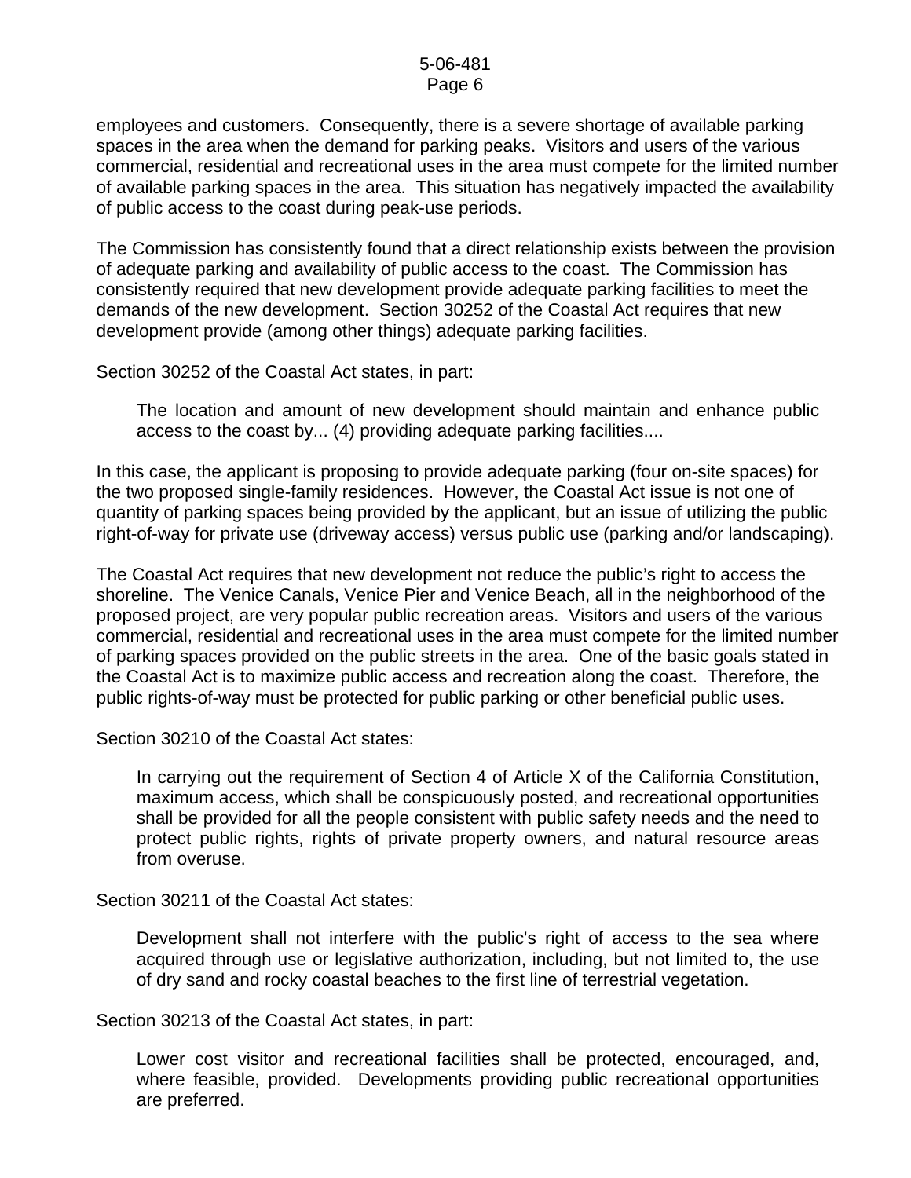employees and customers. Consequently, there is a severe shortage of available parking spaces in the area when the demand for parking peaks. Visitors and users of the various commercial, residential and recreational uses in the area must compete for the limited number of available parking spaces in the area. This situation has negatively impacted the availability of public access to the coast during peak-use periods.

The Commission has consistently found that a direct relationship exists between the provision of adequate parking and availability of public access to the coast. The Commission has consistently required that new development provide adequate parking facilities to meet the demands of the new development. Section 30252 of the Coastal Act requires that new development provide (among other things) adequate parking facilities.

Section 30252 of the Coastal Act states, in part:

> The location and amount of new development should maintain and enhance public access to the coast by... (4) providing adequate parking facilities....

In this case, the applicant is proposing to provide adequate parking (four on-site spaces) for the two proposed single-family residences. However, the Coastal Act issue is not one of quantity of parking spaces being provided by the applicant, but an issue of utilizing the public right-of-way for private use (driveway access) versus public use (parking and/or landscaping).

The Coastal Act requires that new development not reduce the public's right to access the shoreline. The Venice Canals, Venice Pier and Venice Beach, all in the neighborhood of the proposed project, are very popular public recreation areas. Visitors and users of the various commercial, residential and recreational uses in the area must compete for the limited number of parking spaces provided on the public streets in the area. One of the basic goals stated in the Coastal Act is to maximize public access and recreation along the coast. Therefore, the public rights-of-way must be protected for public parking or other beneficial public uses.

Section 30210 of the Coastal Act states:

> In carrying out the requirement of Section 4 of Article X of the California Constitution, maximum access, which shall be conspicuously posted, and recreational opportunities shall be provided for all the people consistent with public safety needs and the need to protect public rights, rights of private property owners, and natural resource areas from overuse.

Section 30211 of the Coastal Act states:

> Development shall not interfere with the public's right of access to the sea where acquired through use or legislative authorization, including, but not limited to, the use of dry sand and rocky coastal beaches to the first line of terrestrial vegetation.

Section 30213 of the Coastal Act states, in part:

> Lower cost visitor and recreational facilities shall be protected, encouraged, and, where feasible, provided. Developments providing public recreational opportunities are preferred.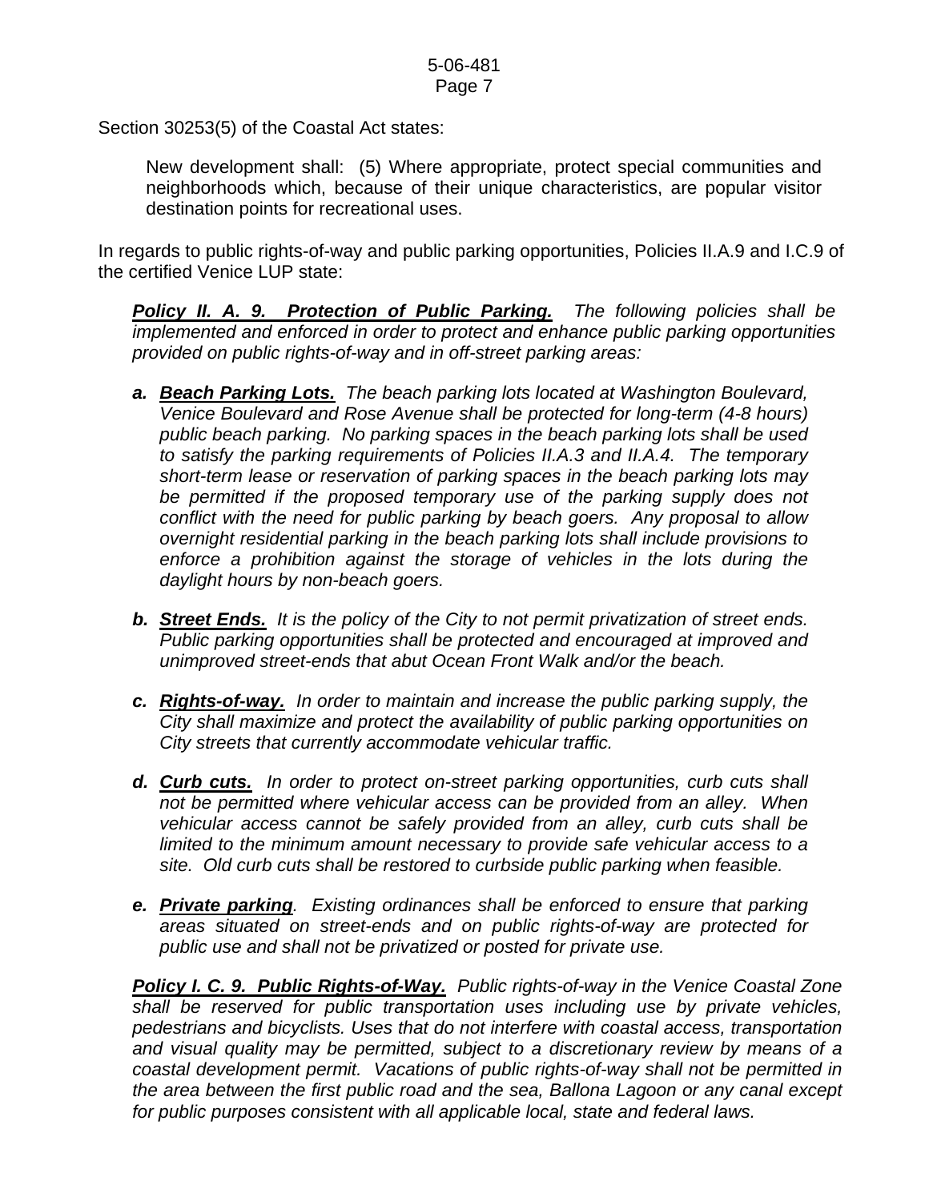Section 30253(5) of the Coastal Act states:

> New development shall: (5) Where appropriate, protect special communities and neighborhoods which, because of their unique characteristics, are popular visitor destination points for recreational uses.

In regards to public rights-of-way and public parking opportunities, Policies II.A.9 and I.C.9 of the certified Venice LUP state:

***Policy II. A. 9. Protection of Public Parking.*** *The following policies shall be implemented and enforced in order to protect and enhance public parking opportunities provided on public rights-of-way and in off-street parking areas:*

- ***a. Beach Parking Lots.*** *The beach parking lots located at Washington Boulevard, Venice Boulevard and Rose Avenue shall be protected for long-term (4-8 hours) public beach parking. No parking spaces in the beach parking lots shall be used to satisfy the parking requirements of Policies II.A.3 and II.A.4. The temporary short-term lease or reservation of parking spaces in the beach parking lots may be permitted if the proposed temporary use of the parking supply does not conflict with the need for public parking by beach goers. Any proposal to allow overnight residential parking in the beach parking lots shall include provisions to enforce a prohibition against the storage of vehicles in the lots during the daylight hours by non-beach goers.*

- ***b. Street Ends.*** *It is the policy of the City to not permit privatization of street ends. Public parking opportunities shall be protected and encouraged at improved and unimproved street-ends that abut Ocean Front Walk and/or the beach.*

- ***c. Rights-of-way.*** *In order to maintain and increase the public parking supply, the City shall maximize and protect the availability of public parking opportunities on City streets that currently accommodate vehicular traffic.*

- ***d. Curb cuts.*** *In order to protect on-street parking opportunities, curb cuts shall not be permitted where vehicular access can be provided from an alley. When vehicular access cannot be safely provided from an alley, curb cuts shall be limited to the minimum amount necessary to provide safe vehicular access to a site. Old curb cuts shall be restored to curbside public parking when feasible.*

- ***e. Private parking.*** *Existing ordinances shall be enforced to ensure that parking areas situated on street-ends and on public rights-of-way are protected for public use and shall not be privatized or posted for private use.*

***Policy I. C. 9. Public Rights-of-Way.*** *Public rights-of-way in the Venice Coastal Zone shall be reserved for public transportation uses including use by private vehicles, pedestrians and bicyclists. Uses that do not interfere with coastal access, transportation and visual quality may be permitted, subject to a discretionary review by means of a coastal development permit. Vacations of public rights-of-way shall not be permitted in the area between the first public road and the sea, Ballona Lagoon or any canal except for public purposes consistent with all applicable local, state and federal laws.*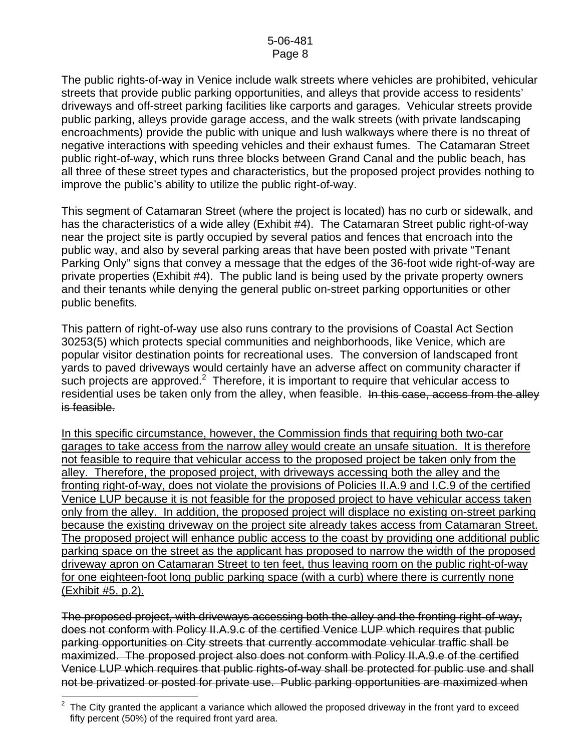The public rights-of-way in Venice include walk streets where vehicles are prohibited, vehicular streets that provide public parking opportunities, and alleys that provide access to residents' driveways and off-street parking facilities like carports and garages. Vehicular streets provide public parking, alleys provide garage access, and the walk streets (with private landscaping encroachments) provide the public with unique and lush walkways where there is no threat of negative interactions with speeding vehicles and their exhaust fumes. The Catamaran Street public right-of-way, which runs three blocks between Grand Canal and the public beach, has all three of these street types and characteristics~~, but the proposed project provides nothing to improve the public's ability to utilize the public right-of-way~~.

This segment of Catamaran Street (where the project is located) has no curb or sidewalk, and has the characteristics of a wide alley (Exhibit #4). The Catamaran Street public right-of-way near the project site is partly occupied by several patios and fences that encroach into the public way, and also by several parking areas that have been posted with private "Tenant Parking Only" signs that convey a message that the edges of the 36-foot wide right-of-way are private properties (Exhibit #4). The public land is being used by the private property owners and their tenants while denying the general public on-street parking opportunities or other public benefits.

This pattern of right-of-way use also runs contrary to the provisions of Coastal Act Section 30253(5) which protects special communities and neighborhoods, like Venice, which are popular visitor destination points for recreational uses. The conversion of landscaped front yards to paved driveways would certainly have an adverse affect on community character if such projects are approved.[2] Therefore, it is important to require that vehicular access to residential uses be taken only from the alley, when feasible. ~~In this case, access from the alley is feasible.~~

<u>In this specific circumstance, however, the Commission finds that requiring both two-car garages to take access from the narrow alley would create an unsafe situation. It is therefore not feasible to require that vehicular access to the proposed project be taken only from the alley. Therefore, the proposed project, with driveways accessing both the alley and the fronting right-of-way, does not violate the provisions of Policies II.A.9 and I.C.9 of the certified Venice LUP because it is not feasible for the proposed project to have vehicular access taken only from the alley. In addition, the proposed project will displace no existing on-street parking because the existing driveway on the project site already takes access from Catamaran Street. The proposed project will enhance public access to the coast by providing one additional public parking space on the street as the applicant has proposed to narrow the width of the proposed driveway apron on Catamaran Street to ten feet, thus leaving room on the public right-of-way for one eighteen-foot long public parking space (with a curb) where there is currently none (Exhibit #5, p.2).</u>

~~The proposed project, with driveways accessing both the alley and the fronting right-of-way, does not conform with Policy II.A.9.c of the certified Venice LUP which requires that public parking opportunities on City streets that currently accommodate vehicular traffic shall be maximized. The proposed project also does not conform with Policy II.A.9.e of the certified Venice LUP which requires that public rights-of-way shall be protected for public use and shall not be privatized or posted for private use. Public parking opportunities are maximized when~~

---

[2] The City granted the applicant a variance which allowed the proposed driveway in the front yard to exceed fifty percent (50%) of the required front yard area.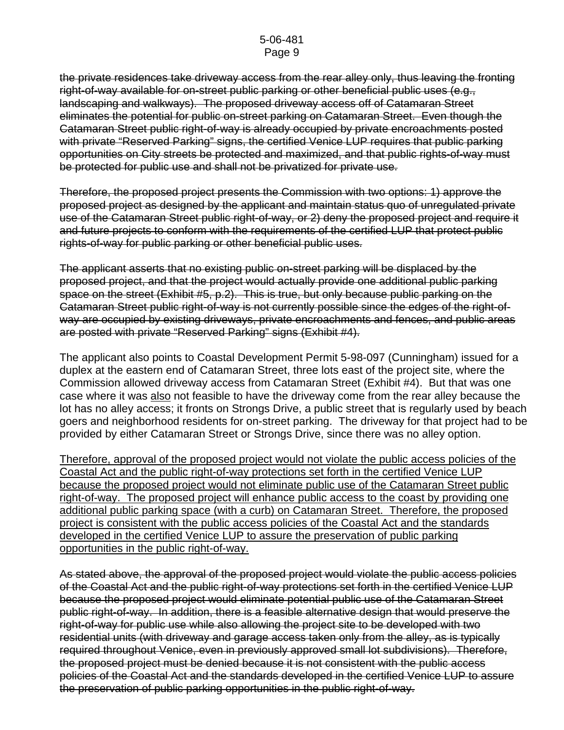~~the private residences take driveway access from the rear alley only, thus leaving the fronting right-of-way available for on-street public parking or other beneficial public uses (e.g., landscaping and walkways). The proposed driveway access off of Catamaran Street eliminates the potential for public on-street parking on Catamaran Street. Even though the Catamaran Street public right-of-way is already occupied by private encroachments posted with private "Reserved Parking" signs, the certified Venice LUP requires that public parking opportunities on City streets be protected and maximized, and that public rights-of-way must be protected for public use and shall not be privatized for private use.~~

~~Therefore, the proposed project presents the Commission with two options: 1) approve the proposed project as designed by the applicant and maintain status quo of unregulated private use of the Catamaran Street public right-of-way, or 2) deny the proposed project and require it and future projects to conform with the requirements of the certified LUP that protect public rights-of-way for public parking or other beneficial public uses.~~

~~The applicant asserts that no existing public on-street parking will be displaced by the proposed project, and that the project would actually provide one additional public parking space on the street (Exhibit #5, p.2). This is true, but only because public parking on the Catamaran Street public right-of-way is not currently possible since the edges of the right-of-way are occupied by existing driveways, private encroachments and fences, and public areas are posted with private "Reserved Parking" signs (Exhibit #4).~~

The applicant also points to Coastal Development Permit 5-98-097 (Cunningham) issued for a duplex at the eastern end of Catamaran Street, three lots east of the project site, where the Commission allowed driveway access from Catamaran Street (Exhibit #4). But that was one case where it was <u>also</u> not feasible to have the driveway come from the rear alley because the lot has no alley access; it fronts on Strongs Drive, a public street that is regularly used by beach goers and neighborhood residents for on-street parking. The driveway for that project had to be provided by either Catamaran Street or Strongs Drive, since there was no alley option.

<u>Therefore, approval of the proposed project would not violate the public access policies of the Coastal Act and the public right-of-way protections set forth in the certified Venice LUP because the proposed project would not eliminate public use of the Catamaran Street public right-of-way. The proposed project will enhance public access to the coast by providing one additional public parking space (with a curb) on Catamaran Street. Therefore, the proposed project is consistent with the public access policies of the Coastal Act and the standards developed in the certified Venice LUP to assure the preservation of public parking opportunities in the public right-of-way.</u>

~~As stated above, the approval of the proposed project would violate the public access policies of the Coastal Act and the public right-of-way protections set forth in the certified Venice LUP because the proposed project would eliminate potential public use of the Catamaran Street public right-of-way. In addition, there is a feasible alternative design that would preserve the right-of-way for public use while also allowing the project site to be developed with two residential units (with driveway and garage access taken only from the alley, as is typically required throughout Venice, even in previously approved small lot subdivisions). Therefore, the proposed project must be denied because it is not consistent with the public access policies of the Coastal Act and the standards developed in the certified Venice LUP to assure the preservation of public parking opportunities in the public right-of-way.~~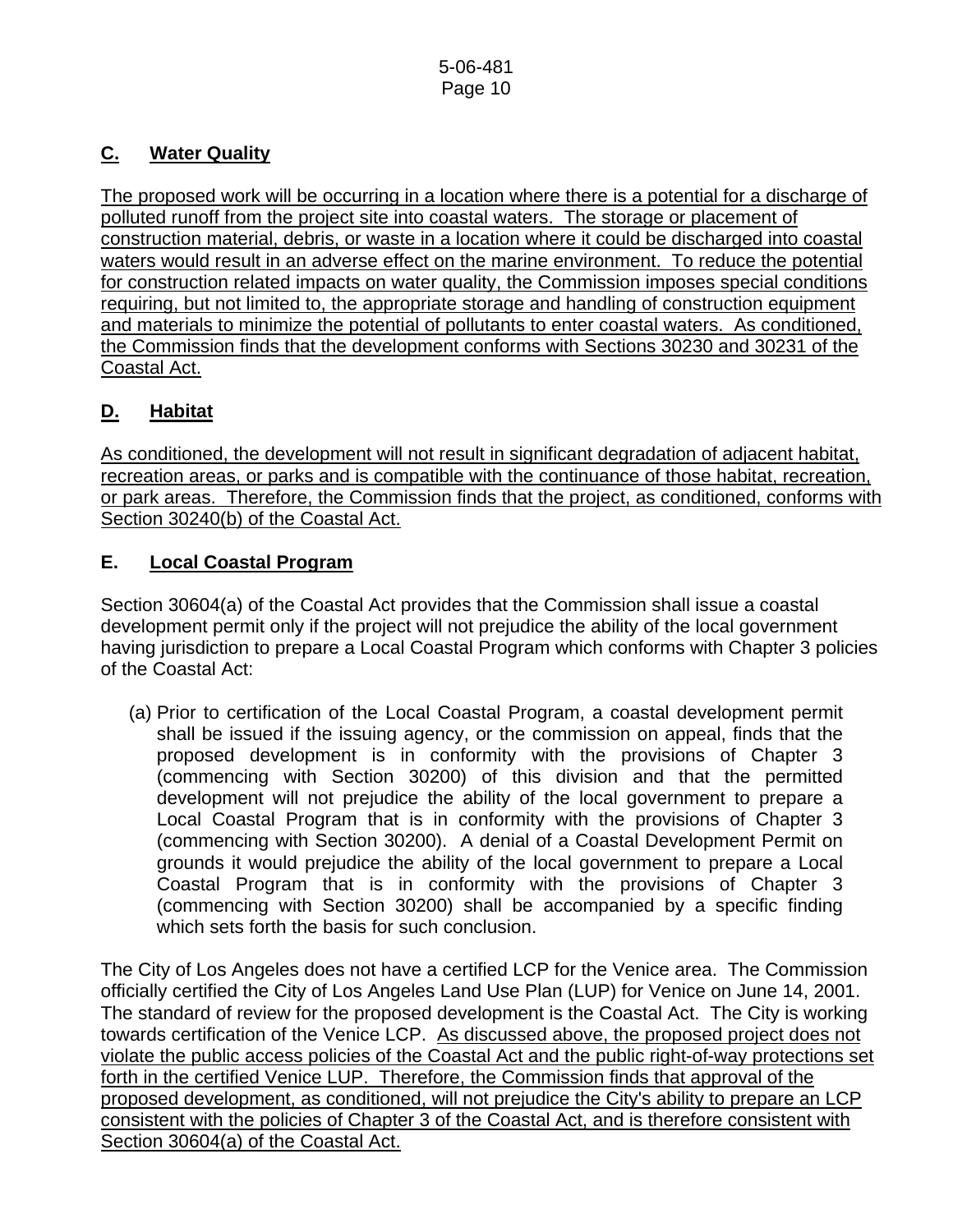## C. Water Quality

The proposed work will be occurring in a location where there is a potential for a discharge of polluted runoff from the project site into coastal waters. The storage or placement of construction material, debris, or waste in a location where it could be discharged into coastal waters would result in an adverse effect on the marine environment. To reduce the potential for construction related impacts on water quality, the Commission imposes special conditions requiring, but not limited to, the appropriate storage and handling of construction equipment and materials to minimize the potential of pollutants to enter coastal waters. As conditioned, the Commission finds that the development conforms with Sections 30230 and 30231 of the Coastal Act.

## D. Habitat

As conditioned, the development will not result in significant degradation of adjacent habitat, recreation areas, or parks and is compatible with the continuance of those habitat, recreation, or park areas. Therefore, the Commission finds that the project, as conditioned, conforms with Section 30240(b) of the Coastal Act.

## E. Local Coastal Program

Section 30604(a) of the Coastal Act provides that the Commission shall issue a coastal development permit only if the project will not prejudice the ability of the local government having jurisdiction to prepare a Local Coastal Program which conforms with Chapter 3 policies of the Coastal Act:

> (a) Prior to certification of the Local Coastal Program, a coastal development permit shall be issued if the issuing agency, or the commission on appeal, finds that the proposed development is in conformity with the provisions of Chapter 3 (commencing with Section 30200) of this division and that the permitted development will not prejudice the ability of the local government to prepare a Local Coastal Program that is in conformity with the provisions of Chapter 3 (commencing with Section 30200). A denial of a Coastal Development Permit on grounds it would prejudice the ability of the local government to prepare a Local Coastal Program that is in conformity with the provisions of Chapter 3 (commencing with Section 30200) shall be accompanied by a specific finding which sets forth the basis for such conclusion.

The City of Los Angeles does not have a certified LCP for the Venice area. The Commission officially certified the City of Los Angeles Land Use Plan (LUP) for Venice on June 14, 2001. The standard of review for the proposed development is the Coastal Act. The City is working towards certification of the Venice LCP. As discussed above, the proposed project does not violate the public access policies of the Coastal Act and the public right-of-way protections set forth in the certified Venice LUP. Therefore, the Commission finds that approval of the proposed development, as conditioned, will not prejudice the City's ability to prepare an LCP consistent with the policies of Chapter 3 of the Coastal Act, and is therefore consistent with Section 30604(a) of the Coastal Act.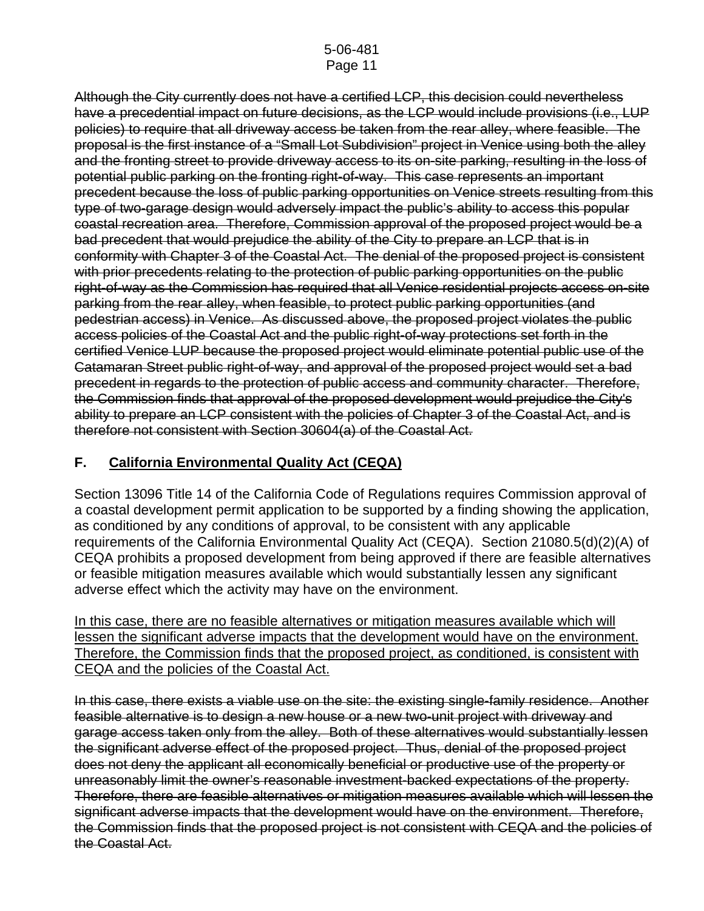~~Although the City currently does not have a certified LCP, this decision could nevertheless have a precedential impact on future decisions, as the LCP would include provisions (i.e., LUP policies) to require that all driveway access be taken from the rear alley, where feasible. The proposal is the first instance of a "Small Lot Subdivision" project in Venice using both the alley and the fronting street to provide driveway access to its on-site parking, resulting in the loss of potential public parking on the fronting right-of-way. This case represents an important precedent because the loss of public parking opportunities on Venice streets resulting from this type of two-garage design would adversely impact the public's ability to access this popular coastal recreation area. Therefore, Commission approval of the proposed project would be a bad precedent that would prejudice the ability of the City to prepare an LCP that is in conformity with Chapter 3 of the Coastal Act. The denial of the proposed project is consistent with prior precedents relating to the protection of public parking opportunities on the public right-of-way as the Commission has required that all Venice residential projects access on-site parking from the rear alley, when feasible, to protect public parking opportunities (and pedestrian access) in Venice. As discussed above, the proposed project violates the public access policies of the Coastal Act and the public right-of-way protections set forth in the certified Venice LUP because the proposed project would eliminate potential public use of the Catamaran Street public right-of-way, and approval of the proposed project would set a bad precedent in regards to the protection of public access and community character. Therefore, the Commission finds that approval of the proposed development would prejudice the City's ability to prepare an LCP consistent with the policies of Chapter 3 of the Coastal Act, and is therefore not consistent with Section 30604(a) of the Coastal Act.~~

## F. <u>California Environmental Quality Act (CEQA)</u>

Section 13096 Title 14 of the California Code of Regulations requires Commission approval of a coastal development permit application to be supported by a finding showing the application, as conditioned by any conditions of approval, to be consistent with any applicable requirements of the California Environmental Quality Act (CEQA). Section 21080.5(d)(2)(A) of CEQA prohibits a proposed development from being approved if there are feasible alternatives or feasible mitigation measures available which would substantially lessen any significant adverse effect which the activity may have on the environment.

<u>In this case, there are no feasible alternatives or mitigation measures available which will lessen the significant adverse impacts that the development would have on the environment. Therefore, the Commission finds that the proposed project, as conditioned, is consistent with CEQA and the policies of the Coastal Act.</u>

~~In this case, there exists a viable use on the site: the existing single-family residence. Another feasible alternative is to design a new house or a new two-unit project with driveway and garage access taken only from the alley. Both of these alternatives would substantially lessen the significant adverse effect of the proposed project. Thus, denial of the proposed project does not deny the applicant all economically beneficial or productive use of the property or unreasonably limit the owner's reasonable investment-backed expectations of the property. Therefore, there are feasible alternatives or mitigation measures available which will lessen the significant adverse impacts that the development would have on the environment. Therefore, the Commission finds that the proposed project is not consistent with CEQA and the policies of the Coastal Act.~~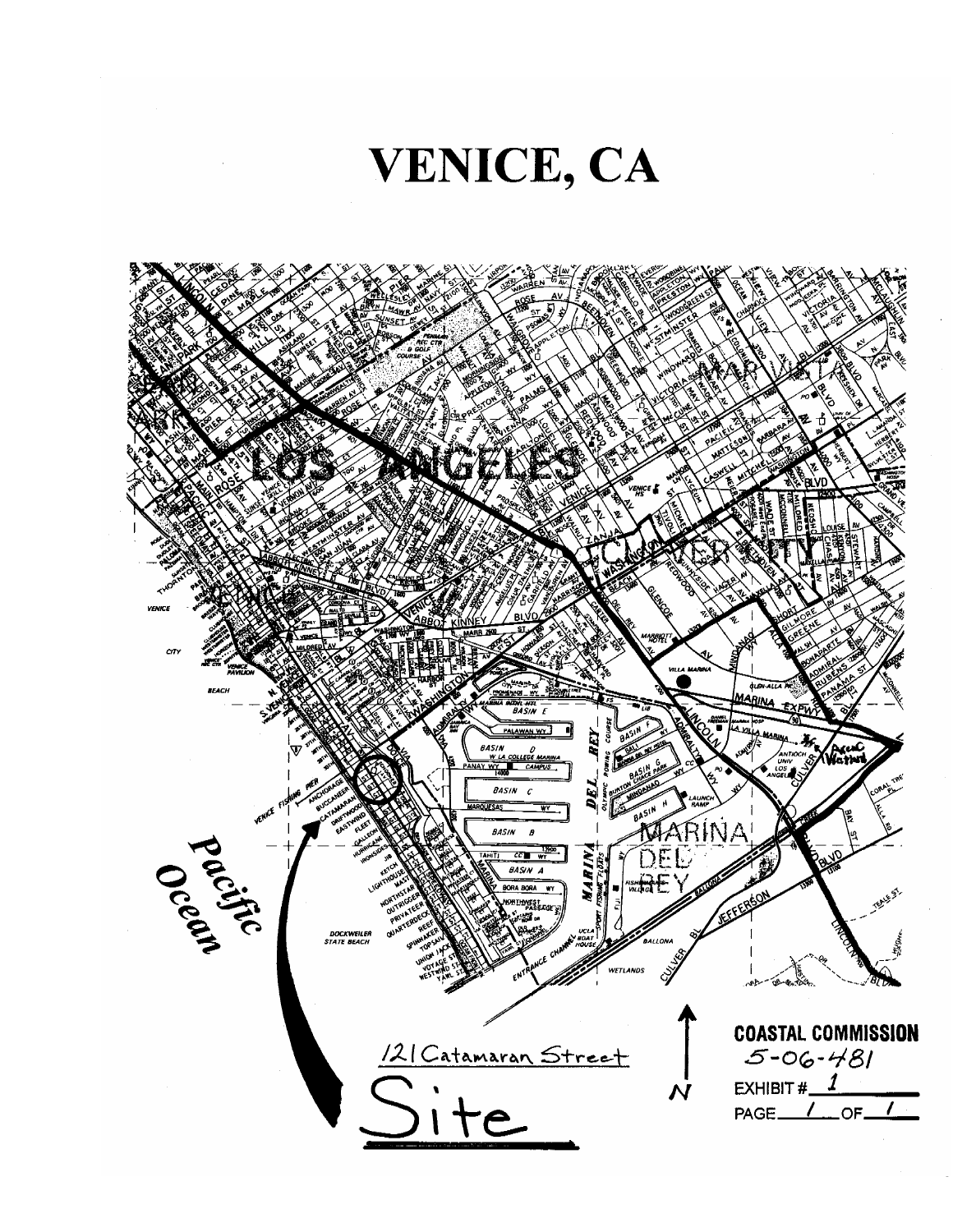# VENICE, CA

Pacific Ocean

121 Catamaran Street

Site

N

**COASTAL COMMISSION**

5-06-481

EXHIBIT # 1

PAGE 1 OF 1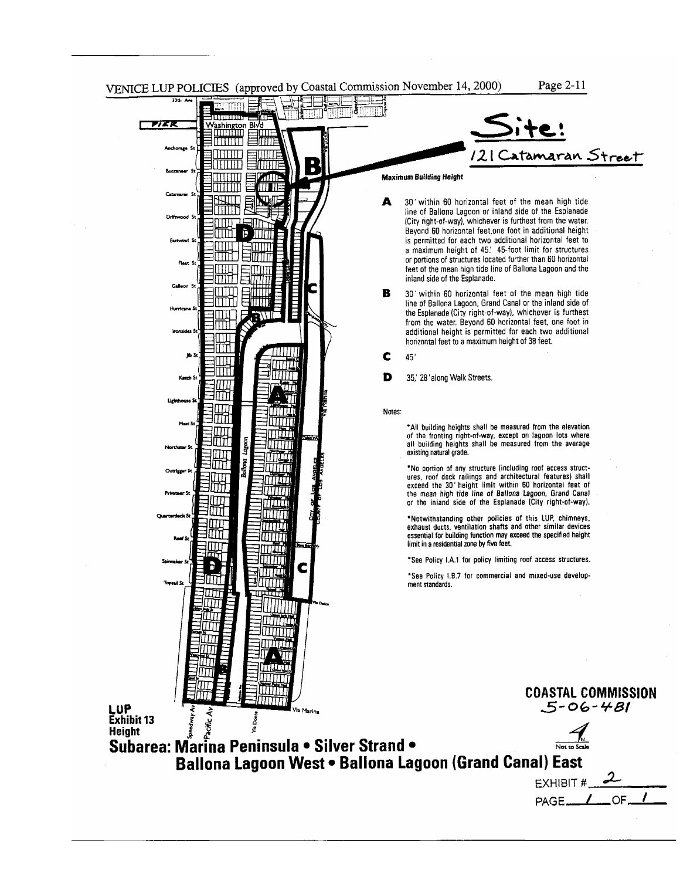VENICE LUP POLICIES (approved by Coastal Commission November 14, 2000)

**Site:**
**121 Catamaran Street**

**Maximum Building Height**

**A** 30' within 60 horizontal feet of the mean high tide line of Ballona Lagoon or inland side of the Esplanade (City right-of-way), whichever is furthest from the water. Beyond 60 horizontal feet,one foot in additional height is permitted for each two additional horizontal feet to a maximum height of 45.' 45-foot limit for structures or portions of structures located further than 60 horizontal feet of the mean high tide line of Ballona Lagoon and the inland side of the Esplanade.

**B** 30' within 60 horizontal feet of the mean high tide line of Ballona Lagoon, Grand Canal or the inland side of the Esplanade (City right-of-way), whichever is furthest from the water. Beyond 60 horizontal feet, one foot in additional height is permitted for each two additional horizontal feet to a maximum height of 38 feet.

**C** 45'

**D** 35,' 28' along Walk Streets.

Notes:

*All building heights shall be measured from the elevation of the fronting right-of-way, except on lagoon lots where all building heights shall be measured from the average existing natural grade.

*No portion of any structure (including roof access structures, roof deck railings and architectural features) shall exceed the 30' height limit within 60 horizontal feet of the mean high *tide line of Ballona Lagoon*, Grand Canal or the inland side of the Esplanade (City right-of-way).

*Notwithstanding other policies of this LUP, chimneys, exhaust ducts, ventilation shafts and other similar devices essential for building function may exceed the specified height limit in a residential zone by five feet.

*See Policy I.A.1 for policy limiting roof access structures.

*See Policy I.B.7 for commercial and mixed-use development standards.

**LUP**
**Exhibit 13**
**Height**

## Subarea: Marina Peninsula • Silver Strand • Ballona Lagoon West • Ballona Lagoon (Grand Canal) East

**COASTAL COMMISSION**
**5-06-481**

EXHIBIT # 2
PAGE 1 OF 1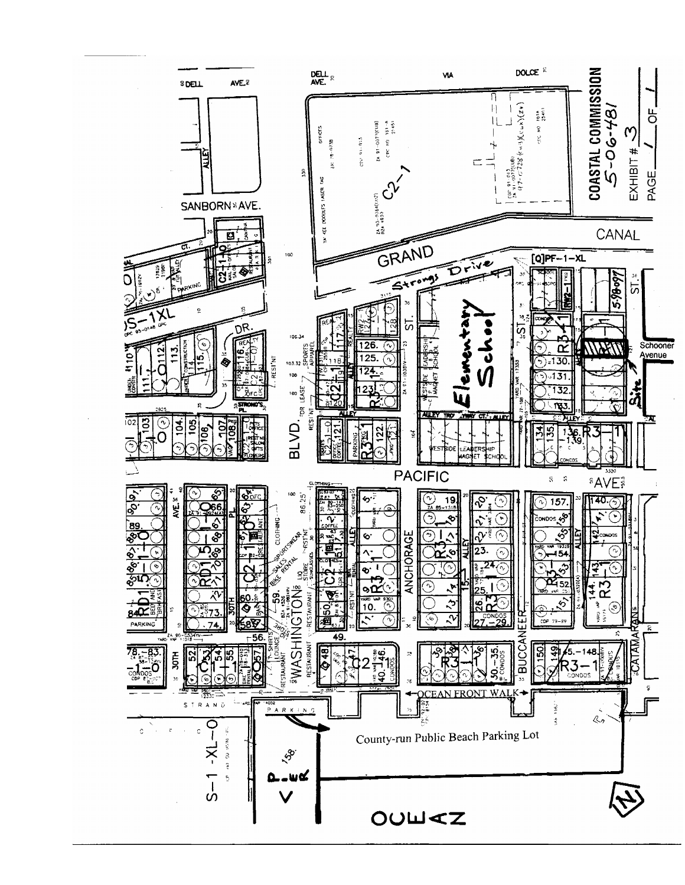**COASTAL COMMISSION**

**5-06-481**

**EXHIBIT # 3**

**PAGE 1 OF 1**

Schooner Avenue

Site

Elementary School

County-run Public Beach Parking Lot

Strongs Drive

GRAND CANAL

PACIFIC AVE

WASHINGTON BLVD.

OCEAN FRONT WALK

ANCHORAGE ST.

BUCCANEER ST.

CATAMARAN ST.

SANBORN AVE.

DELL AVE.

VIA DOLCE

PIER

OCEAN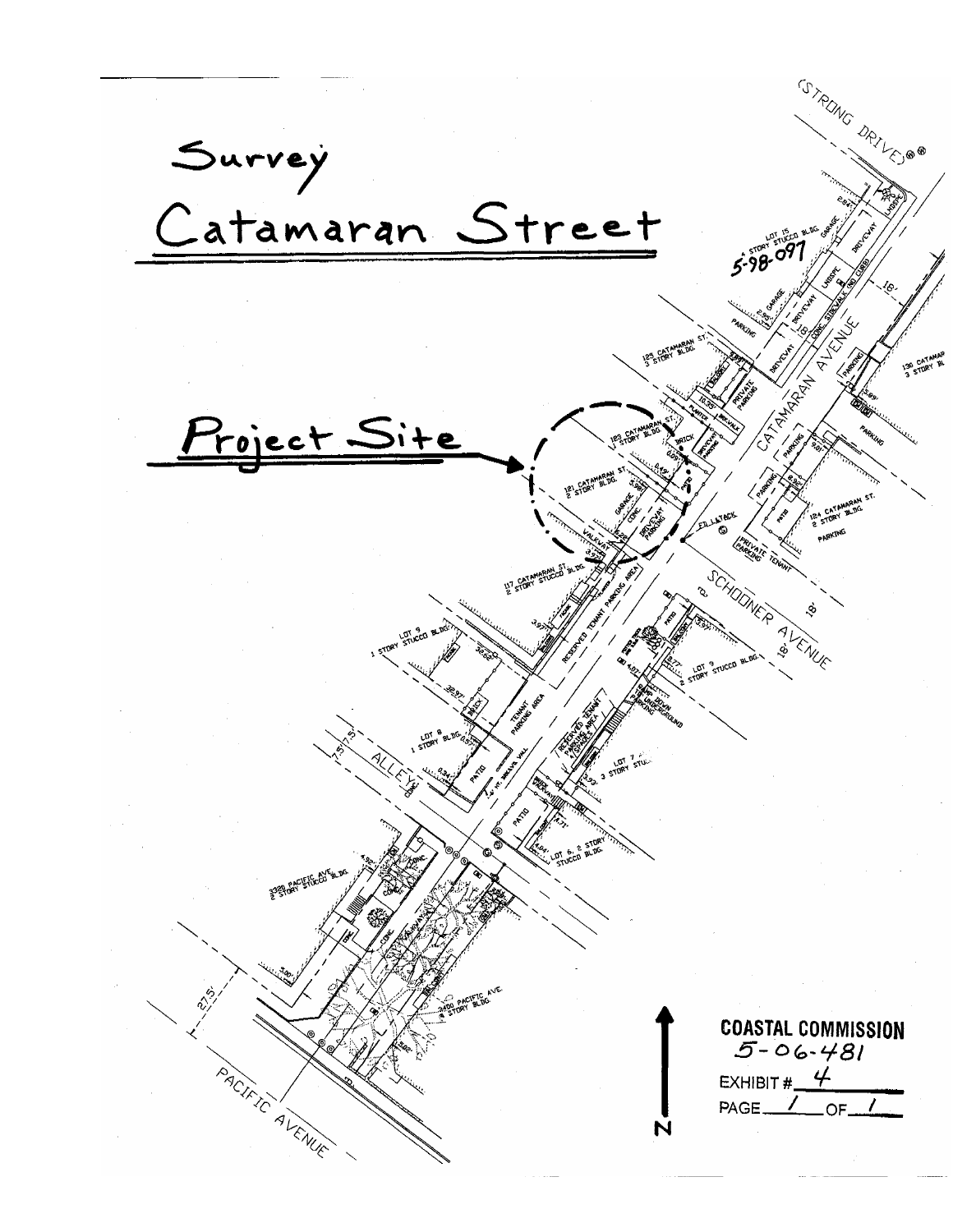# Survey

## Catamaran Street

**Project Site**

COASTAL COMMISSION
5-06-481

EXHIBIT # 4

PAGE 1 OF 1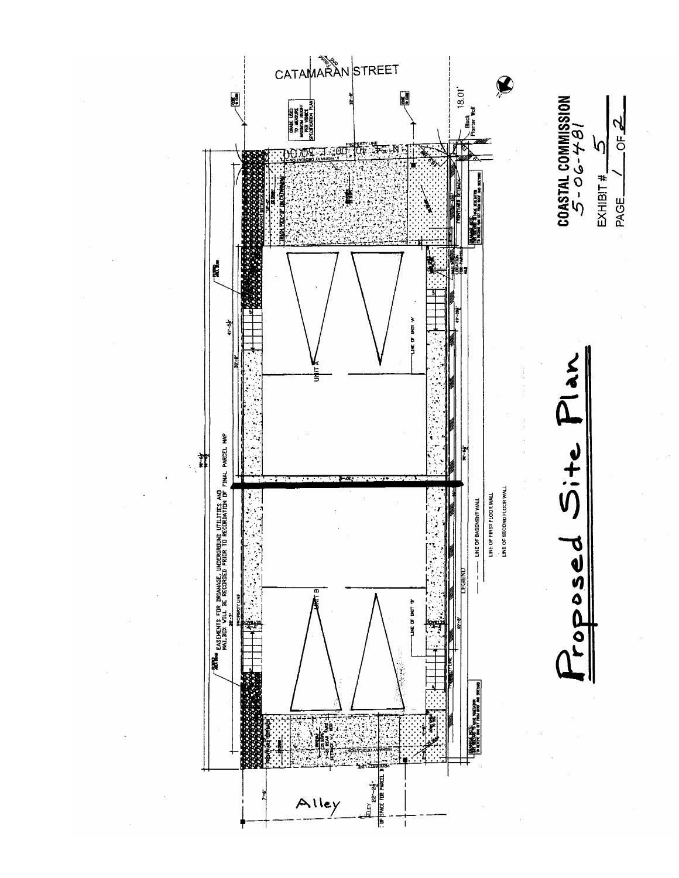# Proposed Site Plan

CATAMARAN STREET

Alley

EASEMENTS FOR DRAINAGE, UNDERGROUND UTILITIES AND MAIL BOX WILL BE RECORDED PRIOR TO RECORDATION OF FINAL PARCEL MAP

UNIT A

UNIT B

LINE OF UNIT 'A'

LINE OF UNIT 'B'

PROPERTY LINE

HIGHWAY DEDICATION

FRONTYARD SETBACK

Block Planter Wall

18.01'

GRADE USED TO MEASURE MAXIMUM HEIGHT PER VENICE SPECIFICATION PLAN

LEGEND

LINE OF BASEMENT WALL

LINE OF FIRST FLOOR WALL

LINE OF SECOND FLOOR WALL

**COASTAL COMMISSION**
5-06-481

EXHIBIT # 5

PAGE 1 OF 2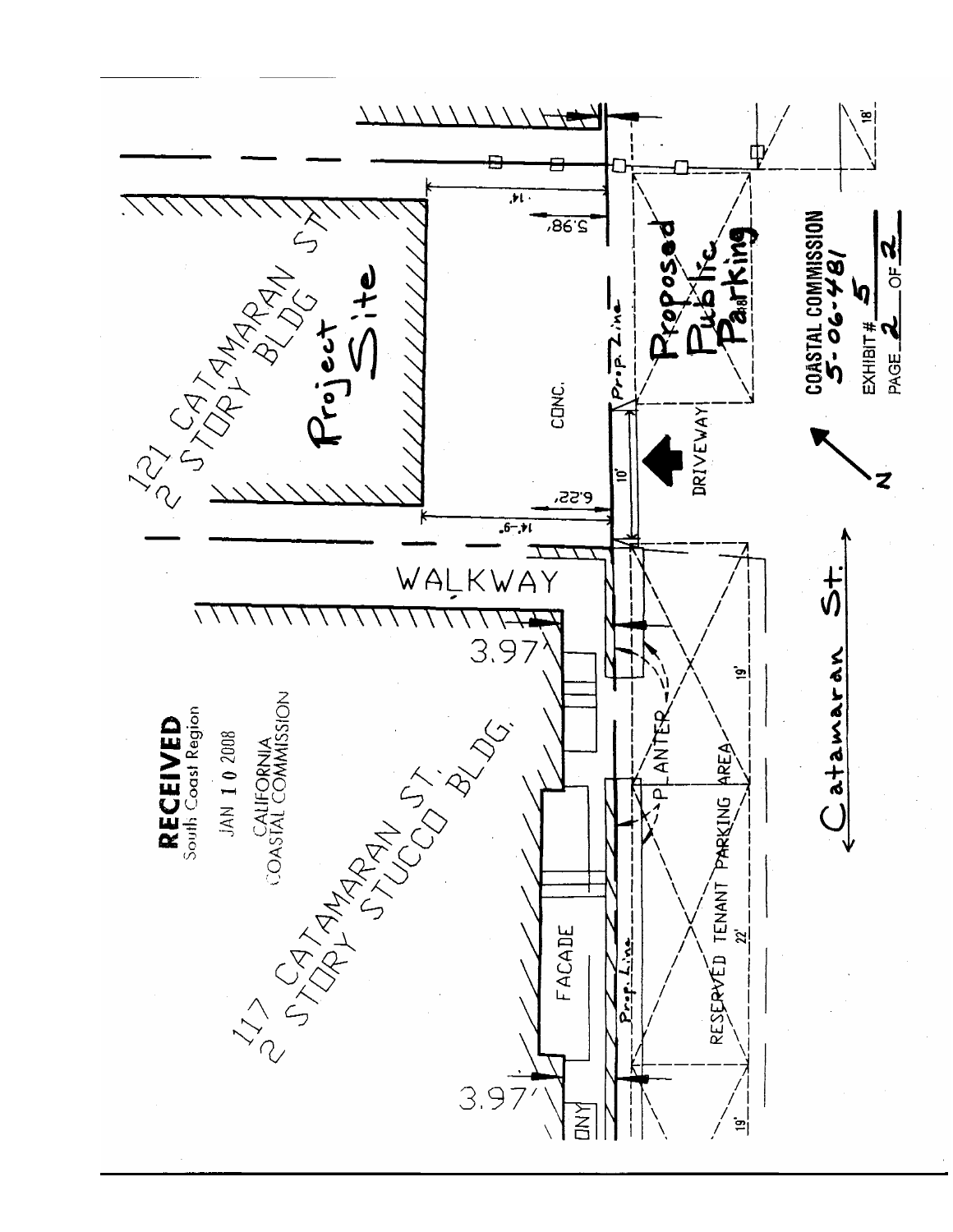121 CATAMARAN ST
2 STORY BLDG

Project Site

14'

5.98'

CONC.

Prop. Line

Proposed Public Parking

10'

DRIVEWAY

6.22'

14'-9"

WALKWAY

3.97'

PLANTER

19'

117 CATAMARAN ST.
2 STORY STUCCO BLDG.

FACADE

Prop. Line

RESERVED TENANT PARKING AREA

22'

3.97'

19'

18'

Catamaran St.

N

**RECEIVED**
South Coast Region

JAN 10 2008

CALIFORNIA
COASTAL COMMISSION

**COASTAL COMMISSION**
**5-06-481**

EXHIBIT # 5
PAGE 2 OF 2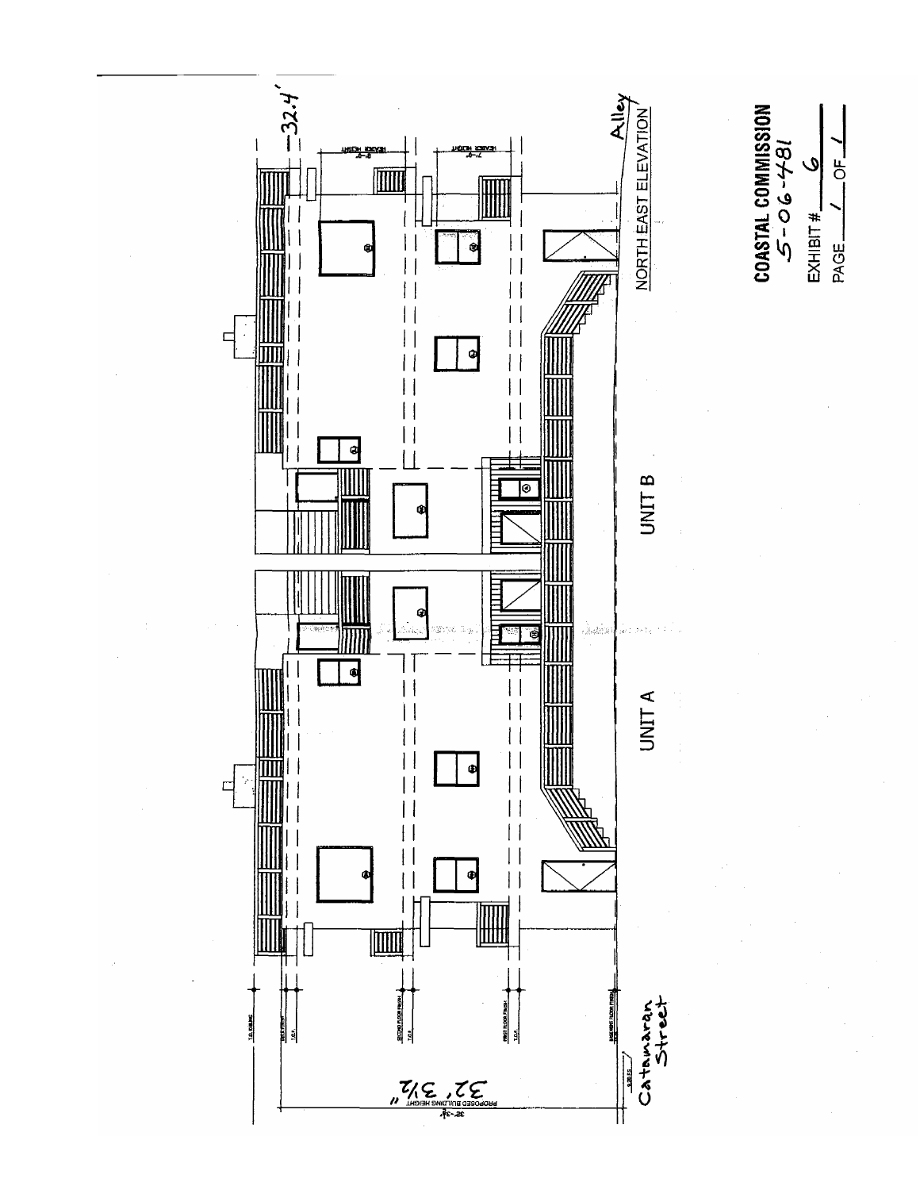NORTH EAST ELEVATION

UNIT A

UNIT B

Alley

32.4'

Catamaran Street

32' 3½"

PROPOSED BUILDING HEIGHT

**COASTAL COMMISSION**
5-06-481

EXHIBIT # 6

PAGE 1 OF 1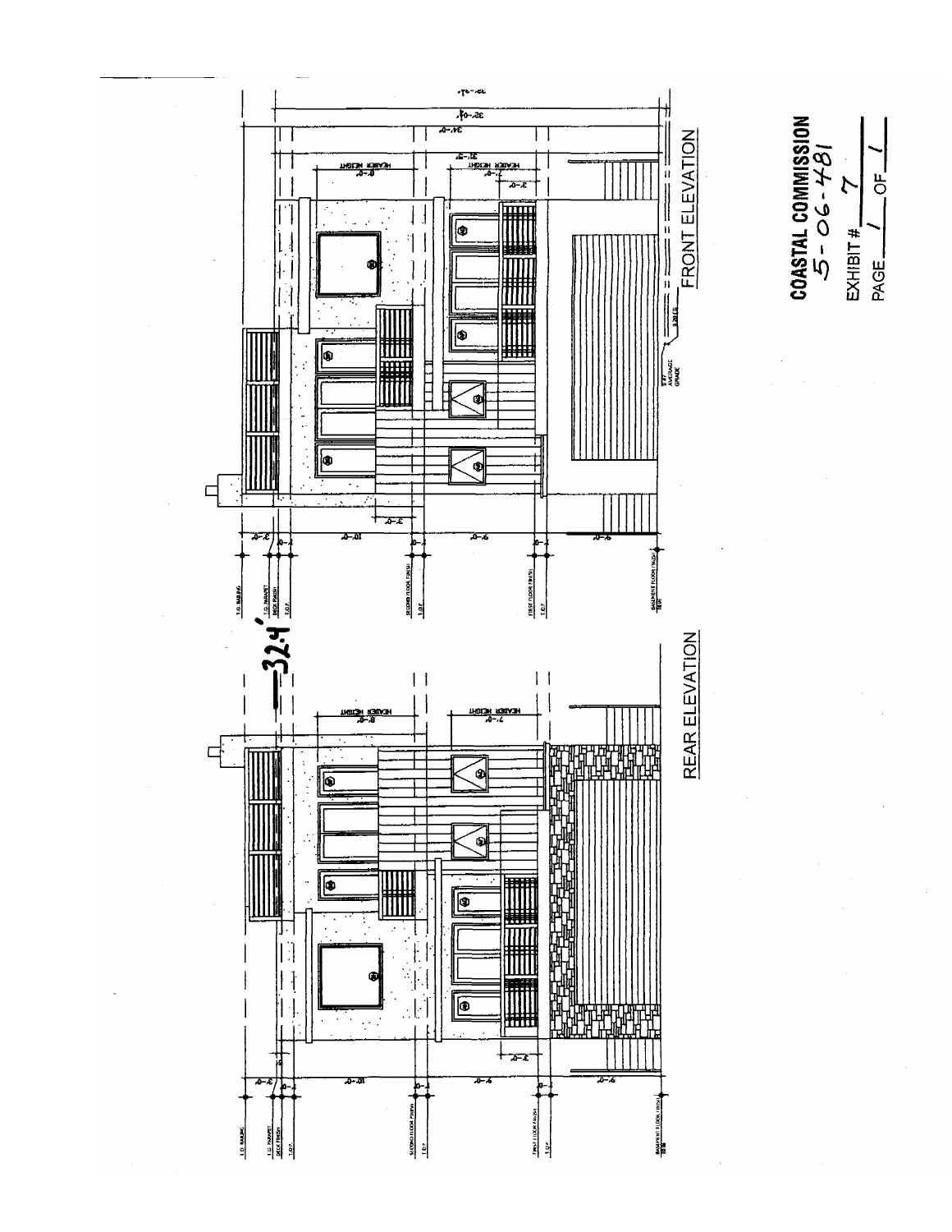FRONT ELEVATION

REAR ELEVATION

-32.4'

T.O. RAILING

T.O. PARAPET

DECK FINISH

T.O.P.

SECOND FLOOR FINISH

T.O.P.

FIRST FLOOR FINISH

T.O.P.

BASEMENT FLOOR FINISH

HEADER HEIGHT 8'-0"

HEADER HEIGHT 7'-0"

35'-0 1/2"

34'-0"

31'-3"

3'-0"

10'-0"

9'-0"

AVERAGE GRADE

**COASTAL COMMISSION**
5-06-481

EXHIBIT # 7

PAGE 1 OF 1